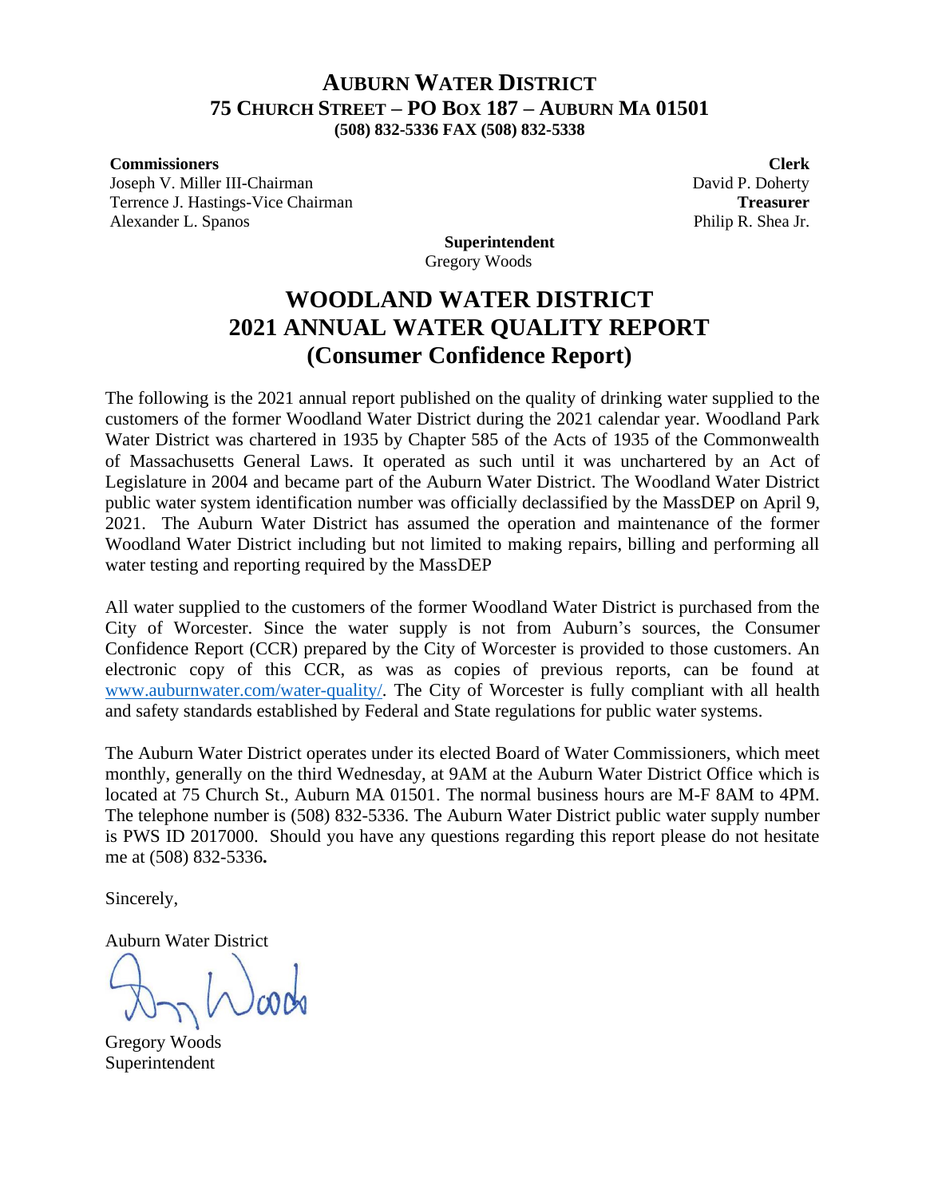# AUBURN WATER DISTRICT

**75 CHURCH STREET – PO BOX 187 – AUBURN MA 01501**

**(508) 832-5336 FAX (508) 832-5338**

**Commissioners**
Joseph V. Miller III-Chairman
Terrence J. Hastings-Vice Chairman
Alexander L. Spanos

**Clerk**
David P. Doherty
**Treasurer**
Philip R. Shea Jr.

**Superintendent**
Gregory Woods

# WOODLAND WATER DISTRICT
# 2021 ANNUAL WATER QUALITY REPORT
# (Consumer Confidence Report)

The following is the 2021 annual report published on the quality of drinking water supplied to the customers of the former Woodland Water District during the 2021 calendar year. Woodland Park Water District was chartered in 1935 by Chapter 585 of the Acts of 1935 of the Commonwealth of Massachusetts General Laws. It operated as such until it was unchartered by an Act of Legislature in 2004 and became part of the Auburn Water District. The Woodland Water District public water system identification number was officially declassified by the MassDEP on April 9, 2021. The Auburn Water District has assumed the operation and maintenance of the former Woodland Water District including but not limited to making repairs, billing and performing all water testing and reporting required by the MassDEP

All water supplied to the customers of the former Woodland Water District is purchased from the City of Worcester. Since the water supply is not from Auburn's sources, the Consumer Confidence Report (CCR) prepared by the City of Worcester is provided to those customers. An electronic copy of this CCR, as was as copies of previous reports, can be found at www.auburnwater.com/water-quality/. The City of Worcester is fully compliant with all health and safety standards established by Federal and State regulations for public water systems.

The Auburn Water District operates under its elected Board of Water Commissioners, which meet monthly, generally on the third Wednesday, at 9AM at the Auburn Water District Office which is located at 75 Church St., Auburn MA 01501. The normal business hours are M-F 8AM to 4PM. The telephone number is (508) 832-5336. The Auburn Water District public water supply number is PWS ID 2017000. Should you have any questions regarding this report please do not hesitate me at (508) 832-5336**.**

Sincerely,

Auburn Water District

Gregory Woods
Superintendent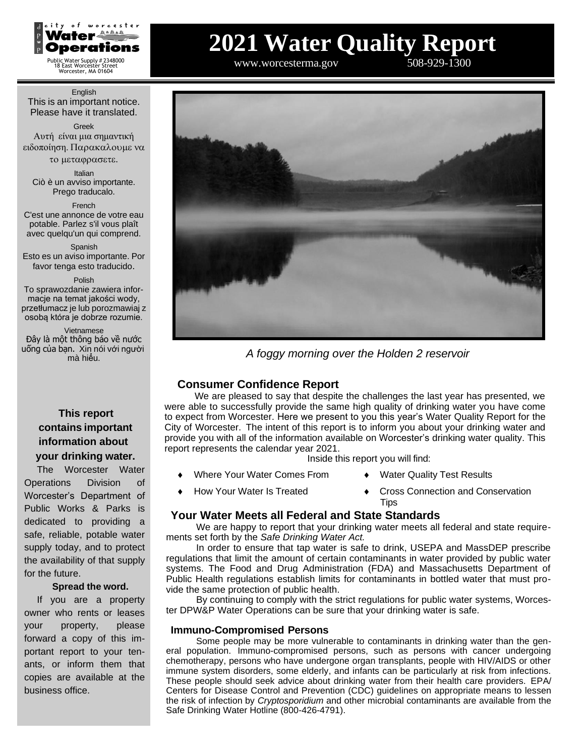city of worcester
**Water Operations**

Public Water Supply # 2348000
18 East Worcester Street
Worcester, MA 01604

# 2021 Water Quality Report

www.worcesterma.gov 508-929-1300

English
This is an important notice. Please have it translated.

Greek
Αυτή είναι μια σημαντική ειδοποίηση. Παρακαλουμε να το μεταφρασετε.

Italian
Ciò è un avviso importante. Prego traducalo.

French
C'est une annonce de votre eau potable. Parlez s'il vous plaît avec quelqu'un qui comprend.

Spanish
Esto es un aviso importante. Por favor tenga esto traducido.

Polish
To sprawozdanie zawiera informacje na temat jakości wody, przetłumacz je lub porozmawiaj z osobą która je dobrze rozumie.

Vietnamese
Đây là một thông báo về nước uống của bạn. Xin nói với người mà hiểu.

### This report contains important information about your drinking water.

The Worcester Water Operations Division of Worcester's Department of Public Works & Parks is dedicated to providing a safe, reliable, potable water supply today, and to protect the availability of that supply for the future.

**Spread the word.**

If you are a property owner who rents or leases your property, please forward a copy of this important report to your tenants, or inform them that copies are available at the business office.

*A foggy morning over the Holden 2 reservoir*

## Consumer Confidence Report

We are pleased to say that despite the challenges the last year has presented, we were able to successfully provide the same high quality of drinking water you have come to expect from Worcester. Here we present to you this year's Water Quality Report for the City of Worcester. The intent of this report is to inform you about your drinking water and provide you with all of the information available on Worcester's drinking water quality. This report represents the calendar year 2021.

Inside this report you will find:

- Where Your Water Comes From
- How Your Water Is Treated
- Water Quality Test Results
- Cross Connection and Conservation Tips

## Your Water Meets all Federal and State Standards

We are happy to report that your drinking water meets all federal and state requirements set forth by the *Safe Drinking Water Act.*

In order to ensure that tap water is safe to drink, USEPA and MassDEP prescribe regulations that limit the amount of certain contaminants in water provided by public water systems. The Food and Drug Administration (FDA) and Massachusetts Department of Public Health regulations establish limits for contaminants in bottled water that must provide the same protection of public health.

By continuing to comply with the strict regulations for public water systems, Worcester DPW&P Water Operations can be sure that your drinking water is safe.

### Immuno-Compromised Persons

Some people may be more vulnerable to contaminants in drinking water than the general population. Immuno-compromised persons, such as persons with cancer undergoing chemotherapy, persons who have undergone organ transplants, people with HIV/AIDS or other immune system disorders, some elderly, and infants can be particularly at risk from infections. These people should seek advice about drinking water from their health care providers. EPA/ Centers for Disease Control and Prevention (CDC) guidelines on appropriate means to lessen the risk of infection by *Cryptosporidium* and other microbial contaminants are available from the Safe Drinking Water Hotline (800-426-4791).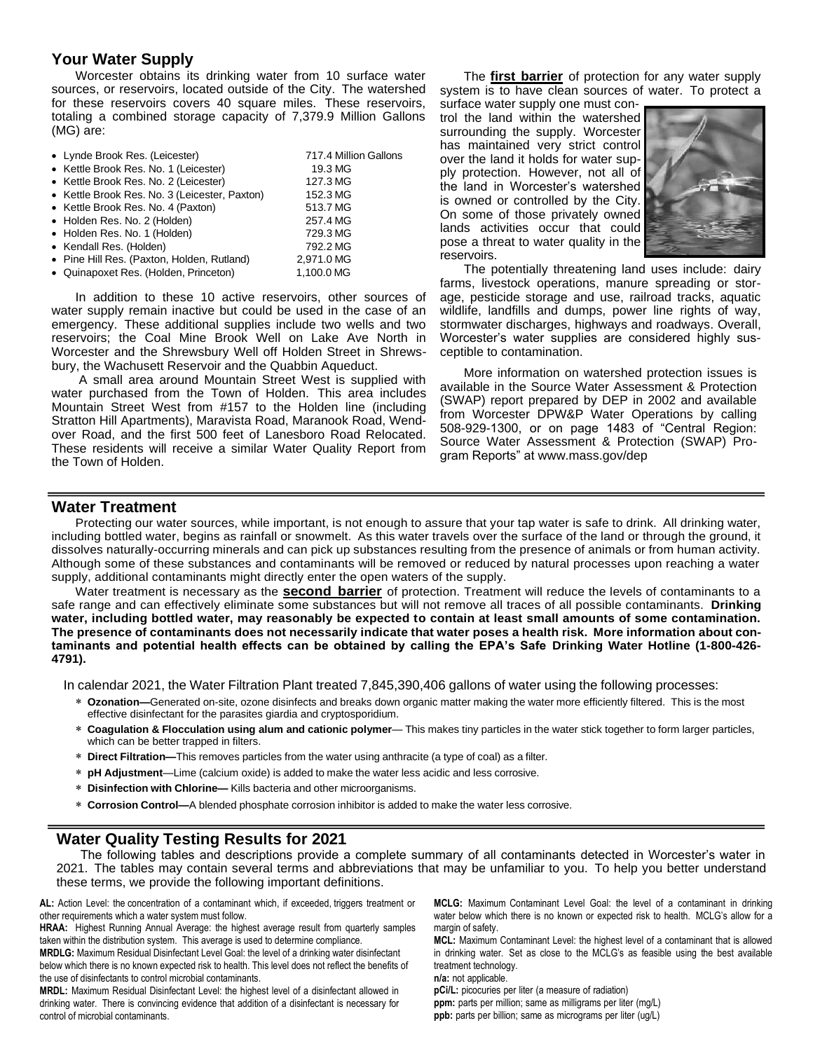## Your Water Supply

Worcester obtains its drinking water from 10 surface water sources, or reservoirs, located outside of the City. The watershed for these reservoirs covers 40 square miles. These reservoirs, totaling a combined storage capacity of 7,379.9 Million Gallons (MG) are:

| Reservoir | Capacity |
|---|---|
| Lynde Brook Res. (Leicester) | 717.4 Million Gallons |
| Kettle Brook Res. No. 1 (Leicester) | 19.3 MG |
| Kettle Brook Res. No. 2 (Leicester) | 127.3 MG |
| Kettle Brook Res. No. 3 (Leicester, Paxton) | 152.3 MG |
| Kettle Brook Res. No. 4 (Paxton) | 513.7 MG |
| Holden Res. No. 2 (Holden) | 257.4 MG |
| Holden Res. No. 1 (Holden) | 729.3 MG |
| Kendall Res. (Holden) | 792.2 MG |
| Pine Hill Res. (Paxton, Holden, Rutland) | 2,971.0 MG |
| Quinapoxet Res. (Holden, Princeton) | 1,100.0 MG |

In addition to these 10 active reservoirs, other sources of water supply remain inactive but could be used in the case of an emergency. These additional supplies include two wells and two reservoirs; the Coal Mine Brook Well on Lake Ave North in Worcester and the Shrewsbury Well off Holden Street in Shrewsbury, the Wachusett Reservoir and the Quabbin Aqueduct.

A small area around Mountain Street West is supplied with water purchased from the Town of Holden. This area includes Mountain Street West from #157 to the Holden line (including Stratton Hill Apartments), Maravista Road, Maranook Road, Wendover Road, and the first 500 feet of Lanesboro Road Relocated. These residents will receive a similar Water Quality Report from the Town of Holden.

The **first barrier** of protection for any water supply system is to have clean sources of water. To protect a surface water supply one must control the land within the watershed surrounding the supply. Worcester has maintained very strict control over the land it holds for water supply protection. However, not all of the land in Worcester's watershed is owned or controlled by the City. On some of those privately owned lands activities occur that could pose a threat to water quality in the reservoirs.

The potentially threatening land uses include: dairy farms, livestock operations, manure spreading or storage, pesticide storage and use, railroad tracks, aquatic wildlife, landfills and dumps, power line rights of way, stormwater discharges, highways and roadways. Overall, Worcester's water supplies are considered highly susceptible to contamination.

More information on watershed protection issues is available in the Source Water Assessment & Protection (SWAP) report prepared by DEP in 2002 and available from Worcester DPW&P Water Operations by calling 508-929-1300, or on page 1483 of "Central Region: Source Water Assessment & Protection (SWAP) Program Reports" at www.mass.gov/dep

## Water Treatment

Protecting our water sources, while important, is not enough to assure that your tap water is safe to drink. All drinking water, including bottled water, begins as rainfall or snowmelt. As this water travels over the surface of the land or through the ground, it dissolves naturally-occurring minerals and can pick up substances resulting from the presence of animals or from human activity. Although some of these substances and contaminants will be removed or reduced by natural processes upon reaching a water supply, additional contaminants might directly enter the open waters of the supply.

Water treatment is necessary as the **second barrier** of protection. Treatment will reduce the levels of contaminants to a safe range and can effectively eliminate some substances but will not remove all traces of all possible contaminants. **Drinking water, including bottled water, may reasonably be expected to contain at least small amounts of some contamination. The presence of contaminants does not necessarily indicate that water poses a health risk. More information about contaminants and potential health effects can be obtained by calling the EPA's Safe Drinking Water Hotline (1-800-426-4791).**

In calendar 2021, the Water Filtration Plant treated 7,845,390,406 gallons of water using the following processes:

- **Ozonation—**Generated on-site, ozone disinfects and breaks down organic matter making the water more efficiently filtered. This is the most effective disinfectant for the parasites giardia and cryptosporidium.
- **Coagulation & Flocculation using alum and cationic polymer**— This makes tiny particles in the water stick together to form larger particles, which can be better trapped in filters.
- **Direct Filtration—**This removes particles from the water using anthracite (a type of coal) as a filter.
- **pH Adjustment**—Lime (calcium oxide) is added to make the water less acidic and less corrosive.
- **Disinfection with Chlorine—** Kills bacteria and other microorganisms.
- **Corrosion Control—**A blended phosphate corrosion inhibitor is added to make the water less corrosive.

## Water Quality Testing Results for 2021

The following tables and descriptions provide a complete summary of all contaminants detected in Worcester's water in 2021. The tables may contain several terms and abbreviations that may be unfamiliar to you. To help you better understand these terms, we provide the following important definitions.

**AL:** Action Level: the concentration of a contaminant which, if exceeded, triggers treatment or other requirements which a water system must follow.

**HRAA:** Highest Running Annual Average: the highest average result from quarterly samples taken within the distribution system. This average is used to determine compliance.

**MRDLG:** Maximum Residual Disinfectant Level Goal: the level of a drinking water disinfectant below which there is no known expected risk to health. This level does not reflect the benefits of the use of disinfectants to control microbial contaminants.

**MRDL:** Maximum Residual Disinfectant Level: the highest level of a disinfectant allowed in drinking water. There is convincing evidence that addition of a disinfectant is necessary for control of microbial contaminants.

**MCLG:** Maximum Contaminant Level Goal: the level of a contaminant in drinking water below which there is no known or expected risk to health. MCLG's allow for a margin of safety.

**MCL:** Maximum Contaminant Level: the highest level of a contaminant that is allowed in drinking water. Set as close to the MCLG's as feasible using the best available treatment technology.

**n/a:** not applicable.

**pCi/L:** picocuries per liter (a measure of radiation)

**ppm:** parts per million; same as milligrams per liter (mg/L)

**ppb:** parts per billion; same as micrograms per liter (ug/L)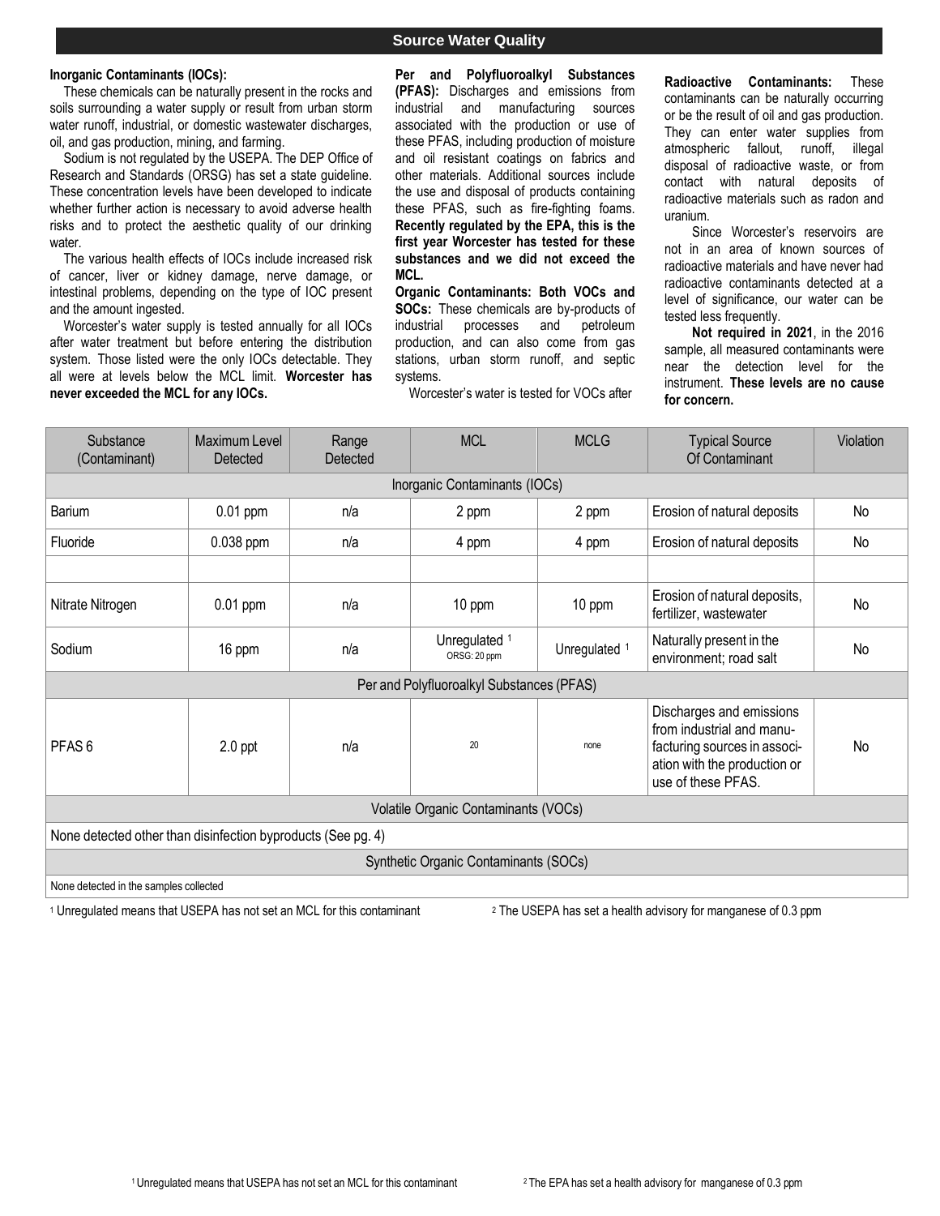## Source Water Quality

**Inorganic Contaminants (IOCs):**

These chemicals can be naturally present in the rocks and soils surrounding a water supply or result from urban storm water runoff, industrial, or domestic wastewater discharges, oil, and gas production, mining, and farming.

Sodium is not regulated by the USEPA. The DEP Office of Research and Standards (ORSG) has set a state guideline. These concentration levels have been developed to indicate whether further action is necessary to avoid adverse health risks and to protect the aesthetic quality of our drinking water.

The various health effects of IOCs include increased risk of cancer, liver or kidney damage, nerve damage, or intestinal problems, depending on the type of IOC present and the amount ingested.

Worcester's water supply is tested annually for all IOCs after water treatment but before entering the distribution system. Those listed were the only IOCs detectable. They all were at levels below the MCL limit. **Worcester has never exceeded the MCL for any IOCs.**

**Per and Polyfluoroalkyl Substances (PFAS):** Discharges and emissions from industrial and manufacturing sources associated with the production or use of these PFAS, including production of moisture and oil resistant coatings on fabrics and other materials. Additional sources include the use and disposal of products containing these PFAS, such as fire-fighting foams. **Recently regulated by the EPA, this is the first year Worcester has tested for these substances and we did not exceed the MCL.**

**Organic Contaminants: Both VOCs and SOCs:** These chemicals are by-products of industrial processes and petroleum production, and can also come from gas stations, urban storm runoff, and septic systems.

Worcester's water is tested for VOCs after

**Radioactive Contaminants:** These contaminants can be naturally occurring or be the result of oil and gas production. They can enter water supplies from atmospheric fallout, runoff, illegal disposal of radioactive waste, or from contact with natural deposits of radioactive materials such as radon and uranium.

Since Worcester's reservoirs are not in an area of known sources of radioactive materials and have never had radioactive contaminants detected at a level of significance, our water can be tested less frequently.

**Not required in 2021**, in the 2016 sample, all measured contaminants were near the detection level for the instrument. **These levels are no cause for concern.**

| Substance (Contaminant) | Maximum Level Detected | Range Detected | MCL | MCLG | Typical Source Of Contaminant | Violation |
|---|---|---|---|---|---|---|
| Inorganic Contaminants (IOCs) | | | | | | |
| Barium | 0.01 ppm | n/a | 2 ppm | 2 ppm | Erosion of natural deposits | No |
| Fluoride | 0.038 ppm | n/a | 4 ppm | 4 ppm | Erosion of natural deposits | No |
| | | | | | | |
| Nitrate Nitrogen | 0.01 ppm | n/a | 10 ppm | 10 ppm | Erosion of natural deposits, fertilizer, wastewater | No |
| Sodium | 16 ppm | n/a | Unregulated [1] ORSG: 20 ppm | Unregulated [1] | Naturally present in the environment; road salt | No |
| Per and Polyfluoroalkyl Substances (PFAS) | | | | | | |
| PFAS 6 | 2.0 ppt | n/a | 20 | none | Discharges and emissions from industrial and manufacturing sources in association with the production or use of these PFAS. | No |
| Volatile Organic Contaminants (VOCs) | | | | | | |
| None detected other than disinfection byproducts (See pg. 4) | | | | | | |
| Synthetic Organic Contaminants (SOCs) | | | | | | |
| None detected in the samples collected | | | | | | |

[1] Unregulated means that USEPA has not set an MCL for this contaminant

[2] The USEPA has set a health advisory for manganese of 0.3 ppm

[1] Unregulated means that USEPA has not set an MCL for this contaminant

[2] The EPA has set a health advisory for manganese of 0.3 ppm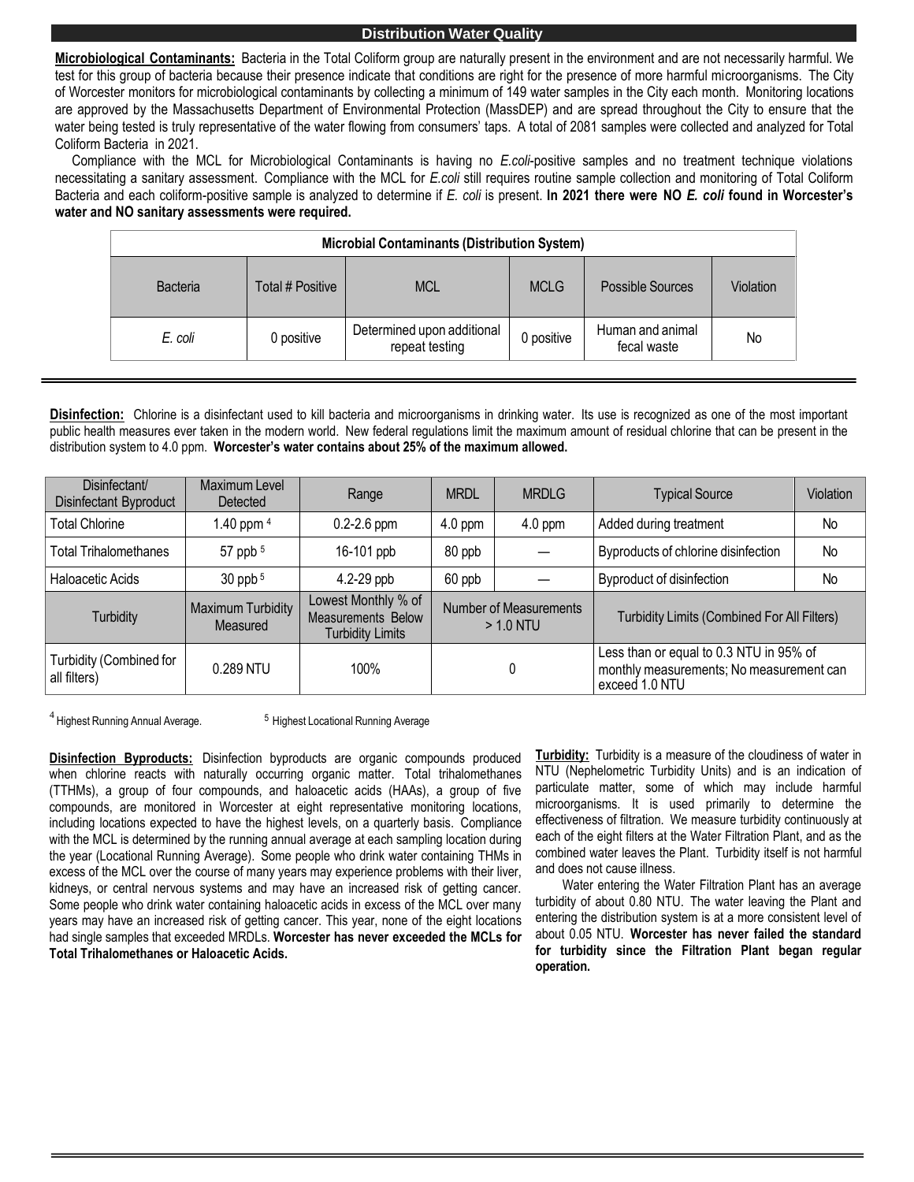## Distribution Water Quality

**Microbiological Contaminants:** Bacteria in the Total Coliform group are naturally present in the environment and are not necessarily harmful. We test for this group of bacteria because their presence indicate that conditions are right for the presence of more harmful microorganisms. The City of Worcester monitors for microbiological contaminants by collecting a minimum of 149 water samples in the City each month. Monitoring locations are approved by the Massachusetts Department of Environmental Protection (MassDEP) and are spread throughout the City to ensure that the water being tested is truly representative of the water flowing from consumers' taps. A total of 2081 samples were collected and analyzed for Total Coliform Bacteria in 2021.

Compliance with the MCL for Microbiological Contaminants is having no *E.coli*-positive samples and no treatment technique violations necessitating a sanitary assessment. Compliance with the MCL for *E.coli* still requires routine sample collection and monitoring of Total Coliform Bacteria and each coliform-positive sample is analyzed to determine if *E. coli* is present. **In 2021 there were NO *E. coli* found in Worcester's water and NO sanitary assessments were required.**

| Microbial Contaminants (Distribution System) | | | | | |
|---|---|---|---|---|---|
| Bacteria | Total # Positive | MCL | MCLG | Possible Sources | Violation |
| *E. coli* | 0 positive | Determined upon additional repeat testing | 0 positive | Human and animal fecal waste | No |

**Disinfection:** Chlorine is a disinfectant used to kill bacteria and microorganisms in drinking water. Its use is recognized as one of the most important public health measures ever taken in the modern world. New federal regulations limit the maximum amount of residual chlorine that can be present in the distribution system to 4.0 ppm. **Worcester's water contains about 25% of the maximum allowed.**

| Disinfectant/ Disinfectant Byproduct | Maximum Level Detected | Range | MRDL | MRDLG | Typical Source | Violation |
|---|---|---|---|---|---|---|
| Total Chlorine | 1.40 ppm [4] | 0.2-2.6 ppm | 4.0 ppm | 4.0 ppm | Added during treatment | No |
| Total Trihalomethanes | 57 ppb [5] | 16-101 ppb | 80 ppb | — | Byproducts of chlorine disinfection | No |
| Haloacetic Acids | 30 ppb [5] | 4.2-29 ppb | 60 ppb | — | Byproduct of disinfection | No |
| Turbidity | Maximum Turbidity Measured | Lowest Monthly % of Measurements Below Turbidity Limits | Number of Measurements > 1.0 NTU | | Turbidity Limits (Combined For All Filters) | |
| Turbidity (Combined for all filters) | 0.289 NTU | 100% | 0 | | Less than or equal to 0.3 NTU in 95% of monthly measurements; No measurement can exceed 1.0 NTU | |

[4] Highest Running Annual Average. [5] Highest Locational Running Average

**Disinfection Byproducts:** Disinfection byproducts are organic compounds produced when chlorine reacts with naturally occurring organic matter. Total trihalomethanes (TTHMs), a group of four compounds, and haloacetic acids (HAAs), a group of five compounds, are monitored in Worcester at eight representative monitoring locations, including locations expected to have the highest levels, on a quarterly basis. Compliance with the MCL is determined by the running annual average at each sampling location during the year (Locational Running Average). Some people who drink water containing THMs in excess of the MCL over the course of many years may experience problems with their liver, kidneys, or central nervous systems and may have an increased risk of getting cancer. Some people who drink water containing haloacetic acids in excess of the MCL over many years may have an increased risk of getting cancer. This year, none of the eight locations had single samples that exceeded MRDLs. **Worcester has never exceeded the MCLs for Total Trihalomethanes or Haloacetic Acids.**

**Turbidity:** Turbidity is a measure of the cloudiness of water in NTU (Nephelometric Turbidity Units) and is an indication of particulate matter, some of which may include harmful microorganisms. It is used primarily to determine the effectiveness of filtration. We measure turbidity continuously at each of the eight filters at the Water Filtration Plant, and as the combined water leaves the Plant. Turbidity itself is not harmful and does not cause illness.

Water entering the Water Filtration Plant has an average turbidity of about 0.80 NTU. The water leaving the Plant and entering the distribution system is at a more consistent level of about 0.05 NTU. **Worcester has never failed the standard for turbidity since the Filtration Plant began regular operation.**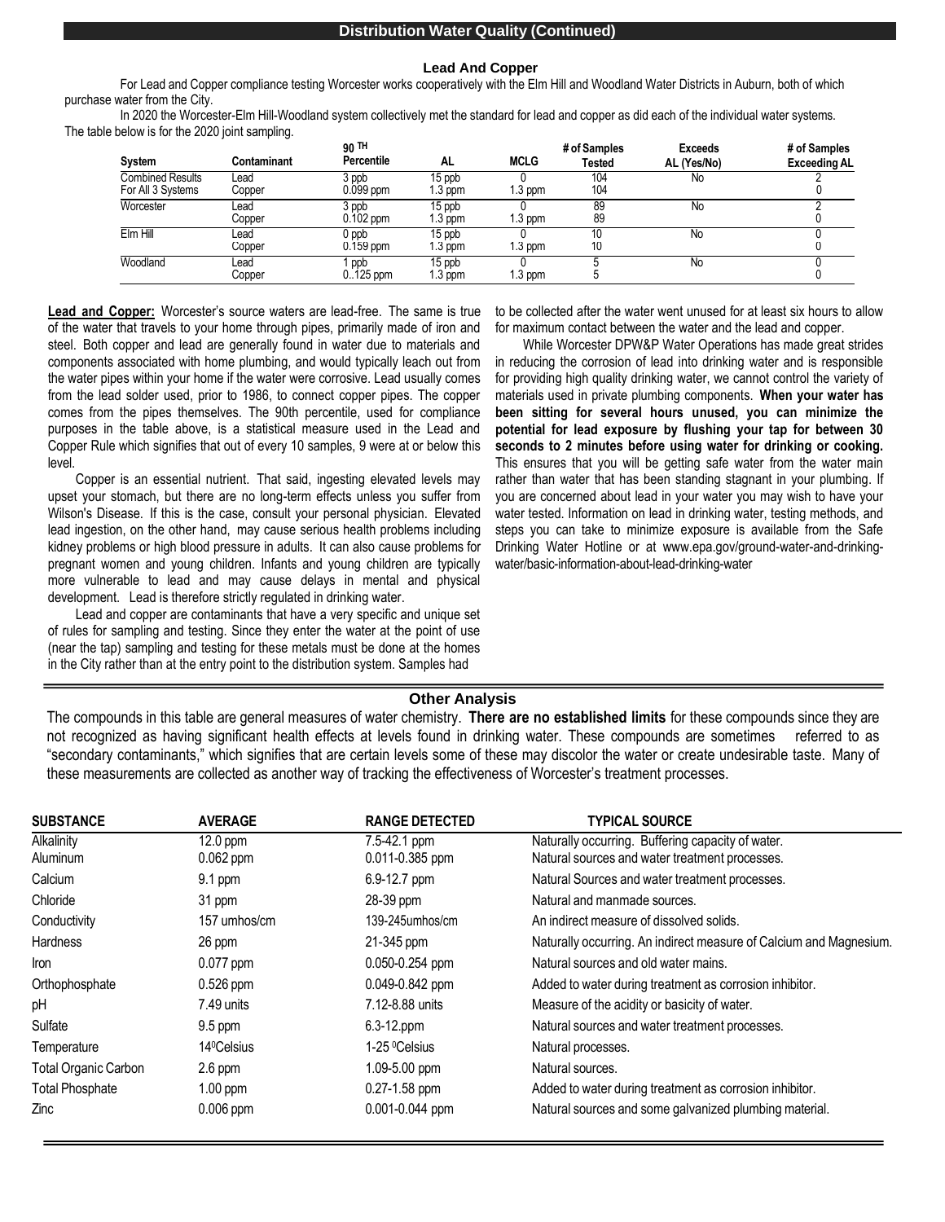## Distribution Water Quality (Continued)

### Lead And Copper

For Lead and Copper compliance testing Worcester works cooperatively with the Elm Hill and Woodland Water Districts in Auburn, both of which purchase water from the City.

In 2020 the Worcester-Elm Hill-Woodland system collectively met the standard for lead and copper as did each of the individual water systems. The table below is for the 2020 joint sampling.

| System | Contaminant | 90 TH Percentile | AL | MCLG | # of Samples Tested | Exceeds AL (Yes/No) | # of Samples Exceeding AL |
|---|---|---|---|---|---|---|---|
| Combined Results For All 3 Systems | Lead | 3 ppb | 15 ppb | 0 | 104 | No | 2 |
| | Copper | 0.099 ppm | 1.3 ppm | 1.3 ppm | 104 | | 0 |
| Worcester | Lead | 3 ppb | 15 ppb | 0 | 89 | No | 2 |
| | Copper | 0.102 ppm | 1.3 ppm | 1.3 ppm | 89 | | 0 |
| Elm Hill | Lead | 0 ppb | 15 ppb | 0 | 10 | No | 0 |
| | Copper | 0.159 ppm | 1.3 ppm | 1.3 ppm | 10 | | 0 |
| Woodland | Lead | 1 ppb | 15 ppb | 0 | 5 | No | 0 |
| | Copper | 0..125 ppm | 1.3 ppm | 1.3 ppm | 5 | | 0 |

**Lead and Copper:** Worcester's source waters are lead-free. The same is true of the water that travels to your home through pipes, primarily made of iron and steel. Both copper and lead are generally found in water due to materials and components associated with home plumbing, and would typically leach out from the water pipes within your home if the water were corrosive. Lead usually comes from the lead solder used, prior to 1986, to connect copper pipes. The copper comes from the pipes themselves. The 90th percentile, used for compliance purposes in the table above, is a statistical measure used in the Lead and Copper Rule which signifies that out of every 10 samples, 9 were at or below this level.

Copper is an essential nutrient. That said, ingesting elevated levels may upset your stomach, but there are no long-term effects unless you suffer from Wilson's Disease. If this is the case, consult your personal physician. Elevated lead ingestion, on the other hand, may cause serious health problems including kidney problems or high blood pressure in adults. It can also cause problems for pregnant women and young children. Infants and young children are typically more vulnerable to lead and may cause delays in mental and physical development. Lead is therefore strictly regulated in drinking water.

Lead and copper are contaminants that have a very specific and unique set of rules for sampling and testing. Since they enter the water at the point of use (near the tap) sampling and testing for these metals must be done at the homes in the City rather than at the entry point to the distribution system. Samples had to be collected after the water went unused for at least six hours to allow for maximum contact between the water and the lead and copper.

While Worcester DPW&P Water Operations has made great strides in reducing the corrosion of lead into drinking water and is responsible for providing high quality drinking water, we cannot control the variety of materials used in private plumbing components. **When your water has been sitting for several hours unused, you can minimize the potential for lead exposure by flushing your tap for between 30 seconds to 2 minutes before using water for drinking or cooking.** This ensures that you will be getting safe water from the water main rather than water that has been standing stagnant in your plumbing. If you are concerned about lead in your water you may wish to have your water tested. Information on lead in drinking water, testing methods, and steps you can take to minimize exposure is available from the Safe Drinking Water Hotline or at www.epa.gov/ground-water-and-drinking-water/basic-information-about-lead-drinking-water

### Other Analysis

The compounds in this table are general measures of water chemistry. **There are no established limits** for these compounds since they are not recognized as having significant health effects at levels found in drinking water. These compounds are sometimes referred to as "secondary contaminants," which signifies that are certain levels some of these may discolor the water or create undesirable taste. Many of these measurements are collected as another way of tracking the effectiveness of Worcester's treatment processes.

| SUBSTANCE | AVERAGE | RANGE DETECTED | TYPICAL SOURCE |
|---|---|---|---|
| Alkalinity | 12.0 ppm | 7.5-42.1 ppm | Naturally occurring. Buffering capacity of water. |
| Aluminum | 0.062 ppm | 0.011-0.385 ppm | Natural sources and water treatment processes. |
| Calcium | 9.1 ppm | 6.9-12.7 ppm | Natural Sources and water treatment processes. |
| Chloride | 31 ppm | 28-39 ppm | Natural and manmade sources. |
| Conductivity | 157 umhos/cm | 139-245umhos/cm | An indirect measure of dissolved solids. |
| Hardness | 26 ppm | 21-345 ppm | Naturally occurring. An indirect measure of Calcium and Magnesium. |
| Iron | 0.077 ppm | 0.050-0.254 ppm | Natural sources and old water mains. |
| Orthophosphate | 0.526 ppm | 0.049-0.842 ppm | Added to water during treatment as corrosion inhibitor. |
| pH | 7.49 units | 7.12-8.88 units | Measure of the acidity or basicity of water. |
| Sulfate | 9.5 ppm | 6.3-12.ppm | Natural sources and water treatment processes. |
| Temperature | 14$^0$Celsius | 1-25 $^0$Celsius | Natural processes. |
| Total Organic Carbon | 2.6 ppm | 1.09-5.00 ppm | Natural sources. |
| Total Phosphate | 1.00 ppm | 0.27-1.58 ppm | Added to water during treatment as corrosion inhibitor. |
| Zinc | 0.006 ppm | 0.001-0.044 ppm | Natural sources and some galvanized plumbing material. |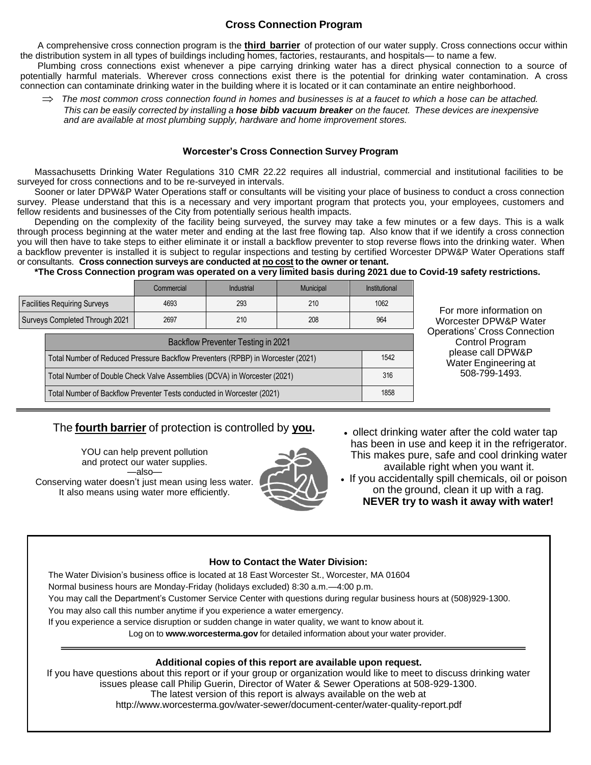## Cross Connection Program

A comprehensive cross connection program is the **third barrier** of protection of our water supply. Cross connections occur within the distribution system in all types of buildings including homes, factories, restaurants, and hospitals— to name a few.

Plumbing cross connections exist whenever a pipe carrying drinking water has a direct physical connection to a source of potentially harmful materials. Wherever cross connections exist there is the potential for drinking water contamination. A cross connection can contaminate drinking water in the building where it is located or it can contaminate an entire neighborhood.

⇒ *The most common cross connection found in homes and businesses is at a faucet to which a hose can be attached. This can be easily corrected by installing a **hose bibb vacuum breaker** on the faucet. These devices are inexpensive and are available at most plumbing supply, hardware and home improvement stores.*

### Worcester's Cross Connection Survey Program

Massachusetts Drinking Water Regulations 310 CMR 22.22 requires all industrial, commercial and institutional facilities to be surveyed for cross connections and to be re-surveyed in intervals.

Sooner or later DPW&P Water Operations staff or consultants will be visiting your place of business to conduct a cross connection survey. Please understand that this is a necessary and very important program that protects you, your employees, customers and fellow residents and businesses of the City from potentially serious health impacts.

Depending on the complexity of the facility being surveyed, the survey may take a few minutes or a few days. This is a walk through process beginning at the water meter and ending at the last free flowing tap. Also know that if we identify a cross connection you will then have to take steps to either eliminate it or install a backflow preventer to stop reverse flows into the drinking water. When a backflow preventer is installed it is subject to regular inspections and testing by certified Worcester DPW&P Water Operations staff or consultants. **Cross connection surveys are conducted at no cost to the owner or tenant.**

**\*The Cross Connection program was operated on a very limited basis during 2021 due to Covid-19 safety restrictions.**

| | Commercial | Industrial | Municipal | Institutional |
|---|---|---|---|---|
| Facilities Requiring Surveys | 4693 | 293 | 210 | 1062 |
| Surveys Completed Through 2021 | 2697 | 210 | 208 | 964 |

| Backflow Preventer Testing in 2021 | |
|---|---|
| Total Number of Reduced Pressure Backflow Preventers (RPBP) in Worcester (2021) | 1542 |
| Total Number of Double Check Valve Assemblies (DCVA) in Worcester (2021) | 316 |
| Total Number of Backflow Preventer Tests conducted in Worcester (2021) | 1858 |

For more information on Worcester DPW&P Water Operations' Cross Connection Control Program please call DPW&P Water Engineering at 508-799-1493.

## The **fourth barrier** of protection is controlled by **you.**

YOU can help prevent pollution and protect our water supplies.
—also—
Conserving water doesn't just mean using less water. It also means using water more efficiently.

- ollect drinking water after the cold water tap has been in use and keep it in the refrigerator. This makes pure, safe and cool drinking water available right when you want it.
- If you accidentally spill chemicals, oil or poison on the ground, clean it up with a rag. **NEVER try to wash it away with water!**

### How to Contact the Water Division:

The Water Division's business office is located at 18 East Worcester St., Worcester, MA 01604

Normal business hours are Monday-Friday (holidays excluded) 8:30 a.m.—4:00 p.m.

You may call the Department's Customer Service Center with questions during regular business hours at (508)929-1300.

You may also call this number anytime if you experience a water emergency.

If you experience a service disruption or sudden change in water quality, we want to know about it.

Log on to **www.worcesterma.gov** for detailed information about your water provider.

### Additional copies of this report are available upon request.

If you have questions about this report or if your group or organization would like to meet to discuss drinking water issues please call Philip Guerin, Director of Water & Sewer Operations at 508-929-1300.

The latest version of this report is always available on the web at

http://www.worcesterma.gov/water-sewer/document-center/water-quality-report.pdf